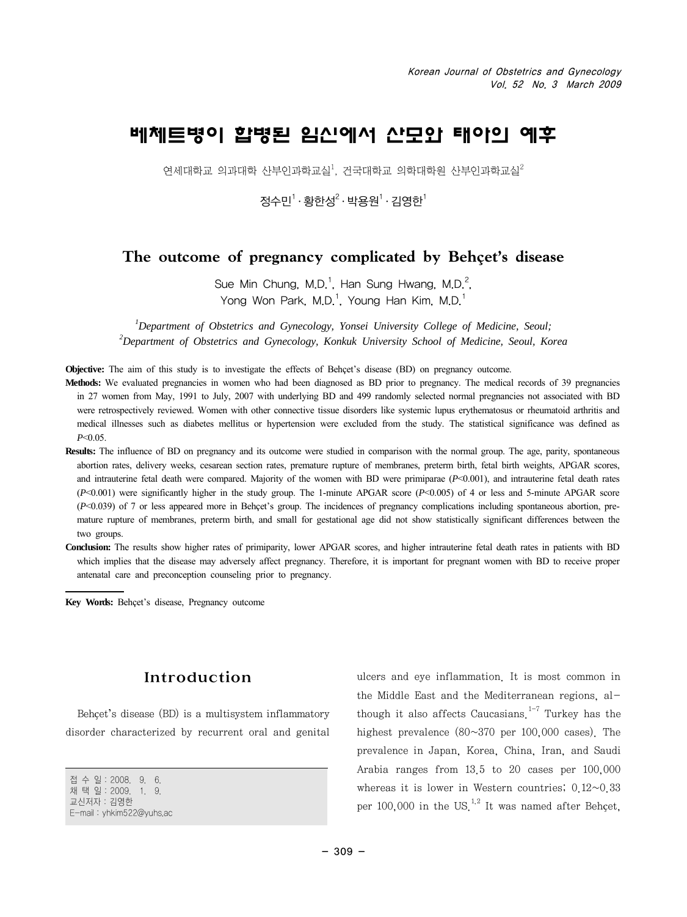# 베체트병이 합병된 임신에서 산모와 태아의 예후

연세대학교 의과대학 산부인과학교실[1], 건국대학교 의학대학원 산부인과학교실[2]

정수민[1] · 황한성[2] · 박용원[1] · 김영한[1]

## The outcome of pregnancy complicated by Behçet's disease

Sue Min Chung, M.D.[1], Han Sung Hwang, M.D.[2], Yong Won Park, M.D.[1], Young Han Kim, M.D.[1]

*[1]Department of Obstetrics and Gynecology, Yonsei University College of Medicine, Seoul;*
*[2]Department of Obstetrics and Gynecology, Konkuk University School of Medicine, Seoul, Korea*

**Objective:** The aim of this study is to investigate the effects of Behçet's disease (BD) on pregnancy outcome.

**Methods:** We evaluated pregnancies in women who had been diagnosed as BD prior to pregnancy. The medical records of 39 pregnancies in 27 women from May, 1991 to July, 2007 with underlying BD and 499 randomly selected normal pregnancies not associated with BD were retrospectively reviewed. Women with other connective tissue disorders like systemic lupus erythematosus or rheumatoid arthritis and medical illnesses such as diabetes mellitus or hypertension were excluded from the study. The statistical significance was defined as $P<0.05$.

**Results:** The influence of BD on pregnancy and its outcome were studied in comparison with the normal group. The age, parity, spontaneous abortion rates, delivery weeks, cesarean section rates, premature rupture of membranes, preterm birth, fetal birth weights, APGAR scores, and intrauterine fetal death were compared. Majority of the women with BD were primiparae ($P<0.001$), and intrauterine fetal death rates ($P<0.001$) were significantly higher in the study group. The 1-minute APGAR score ($P<0.005$) of 4 or less and 5-minute APGAR score ($P<0.039$) of 7 or less appeared more in Behçet's group. The incidences of pregnancy complications including spontaneous abortion, premature rupture of membranes, preterm birth, and small for gestational age did not show statistically significant differences between the two groups.

**Conclusion:** The results show higher rates of primiparity, lower APGAR scores, and higher intrauterine fetal death rates in patients with BD which implies that the disease may adversely affect pregnancy. Therefore, it is important for pregnant women with BD to receive proper antenatal care and preconception counseling prior to pregnancy.

**Key Words:** Behçet's disease, Pregnancy outcome

## Introduction

Behçet's disease (BD) is a multisystem inflammatory disorder characterized by recurrent oral and genital ulcers and eye inflammation. It is most common in the Middle East and the Mediterranean regions, although it also affects Caucasians.[1-7] Turkey has the highest prevalence (80~370 per 100,000 cases). The prevalence in Japan, Korea, China, Iran, and Saudi Arabia ranges from 13.5 to 20 cases per 100,000 whereas it is lower in Western countries; 0.12~0.33 per 100,000 in the US.[1,2] It was named after Behçet,

접 수 일 : 2008. 9. 6.
채 택 일 : 2009. 1. 9.
교신저자 : 김영한
E-mail : yhkim522@yuhs.ac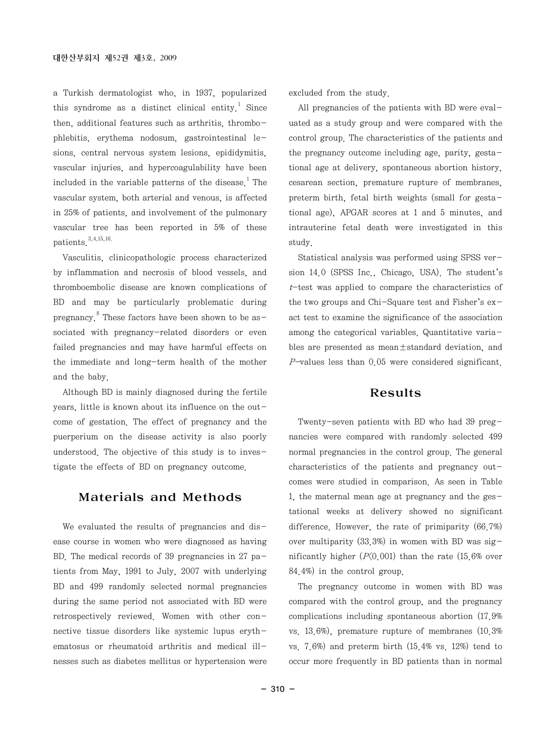a Turkish dermatologist who, in 1937, popularized this syndrome as a distinct clinical entity.[1] Since then, additional features such as arthritis, thrombophlebitis, erythema nodosum, gastrointestinal lesions, central nervous system lesions, epididymitis, vascular injuries, and hypercoagulability have been included in the variable patterns of the disease.[1] The vascular system, both arterial and venous, is affected in 25% of patients, and involvement of the pulmonary vascular tree has been reported in 5% of these patients.[3,4,15,16]

Vasculitis, clinicopathologic process characterized by inflammation and necrosis of blood vessels, and thromboembolic disease are known complications of BD and may be particularly problematic during pregnancy.[8] These factors have been shown to be associated with pregnancy-related disorders or even failed pregnancies and may have harmful effects on the immediate and long-term health of the mother and the baby.

Although BD is mainly diagnosed during the fertile years, little is known about its influence on the outcome of gestation. The effect of pregnancy and the puerperium on the disease activity is also poorly understood. The objective of this study is to investigate the effects of BD on pregnancy outcome.

## Materials and Methods

We evaluated the results of pregnancies and disease course in women who were diagnosed as having BD. The medical records of 39 pregnancies in 27 patients from May, 1991 to July, 2007 with underlying BD and 499 randomly selected normal pregnancies during the same period not associated with BD were retrospectively reviewed. Women with other connective tissue disorders like systemic lupus erythematosus or rheumatoid arthritis and medical illnesses such as diabetes mellitus or hypertension were excluded from the study.

All pregnancies of the patients with BD were evaluated as a study group and were compared with the control group. The characteristics of the patients and the pregnancy outcome including age, parity, gestational age at delivery, spontaneous abortion history, cesarean section, premature rupture of membranes, preterm birth, fetal birth weights (small for gestational age), APGAR scores at 1 and 5 minutes, and intrauterine fetal death were investigated in this study.

Statistical analysis was performed using SPSS version 14.0 (SPSS Inc., Chicago, USA). The student's *t*-test was applied to compare the characteristics of the two groups and Chi-Square test and Fisher's exact test to examine the significance of the association among the categorical variables. Quantitative variables are presented as mean±standard deviation, and *P*-values less than 0.05 were considered significant.

## Results

Twenty-seven patients with BD who had 39 pregnancies were compared with randomly selected 499 normal pregnancies in the control group. The general characteristics of the patients and pregnancy outcomes were studied in comparison. As seen in Table 1, the maternal mean age at pregnancy and the gestational weeks at delivery showed no significant difference. However, the rate of primiparity (66.7%) over multiparity (33.3%) in women with BD was significantly higher ($P<0.001$) than the rate (15.6% over 84.4%) in the control group.

The pregnancy outcome in women with BD was compared with the control group, and the pregnancy complications including spontaneous abortion (17.9% vs. 13.6%), premature rupture of membranes (10.3% vs. 7.6%) and preterm birth (15.4% vs. 12%) tend to occur more frequently in BD patients than in normal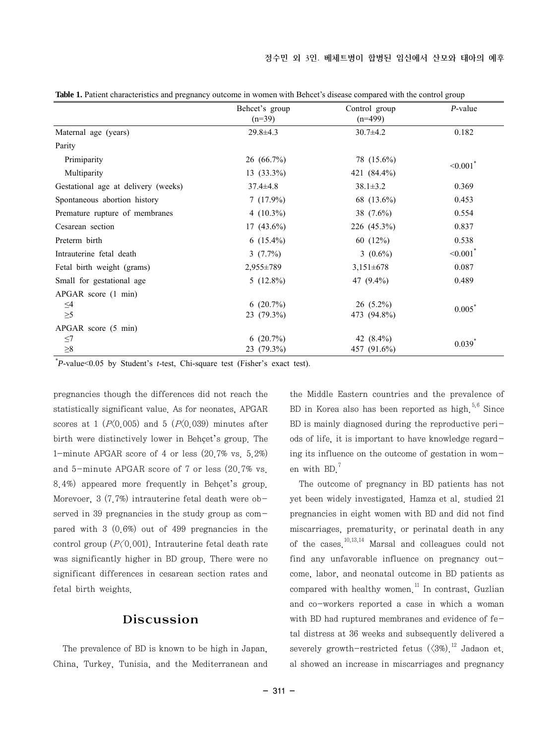**Table 1.** Patient characteristics and pregnancy outcome in women with Behcet's disease compared with the control group

| | Behcet's group (n=39) | Control group (n=499) | *P*-value |
|---|---|---|---|
| Maternal age (years) | 29.8±4.3 | 30.7±4.2 | 0.182 |
| Parity | | | |
| Primiparity | 26 (66.7%) | 78 (15.6%) | <0.001* |
| Multiparity | 13 (33.3%) | 421 (84.4%) | |
| Gestational age at delivery (weeks) | 37.4±4.8 | 38.1±3.2 | 0.369 |
| Spontaneous abortion history | 7 (17.9%) | 68 (13.6%) | 0.453 |
| Premature rupture of membranes | 4 (10.3%) | 38 (7.6%) | 0.554 |
| Cesarean section | 17 (43.6%) | 226 (45.3%) | 0.837 |
| Preterm birth | 6 (15.4%) | 60 (12%) | 0.538 |
| Intrauterine fetal death | 3 (7.7%) | 3 (0.6%) | <0.001* |
| Fetal birth weight (grams) | 2,955±789 | 3,151±678 | 0.087 |
| Small for gestational age | 5 (12.8%) | 47 (9.4%) | 0.489 |
| APGAR score (1 min) | | | |
| ≤4 | 6 (20.7%) | 26 (5.2%) | 0.005* |
| ≥5 | 23 (79.3%) | 473 (94.8%) | |
| APGAR score (5 min) | | | |
| ≤7 | 6 (20.7%) | 42 (8.4%) | 0.039* |
| ≥8 | 23 (79.3%) | 457 (91.6%) | |

*$P$-value<0.05 by Student's $t$-test, Chi-square test (Fisher's exact test).

pregnancies though the differences did not reach the statistically significant value. As for neonates, APGAR scores at 1 ($P<0.005$) and 5 ($P<0.039$) minutes after birth were distinctively lower in Behçet's group. The 1-minute APGAR score of 4 or less (20.7% vs. 5.2%) and 5-minute APGAR score of 7 or less (20.7% vs. 8.4%) appeared more frequently in Behçet's group. Morevoer, 3 (7.7%) intrauterine fetal death were observed in 39 pregnancies in the study group as compared with 3 (0.6%) out of 499 pregnancies in the control group ($P<0.001$). Intrauterine fetal death rate was significantly higher in BD group. There were no significant differences in cesarean section rates and fetal birth weights.

## Discussion

The prevalence of BD is known to be high in Japan, China, Turkey, Tunisia, and the Mediterranean and the Middle Eastern countries and the prevalence of BD in Korea also has been reported as high.[5,6] Since BD is mainly diagnosed during the reproductive periods of life, it is important to have knowledge regarding its influence on the outcome of gestation in women with BD.[7]

The outcome of pregnancy in BD patients has not yet been widely investigated. Hamza et al. studied 21 pregnancies in eight women with BD and did not find miscarriages, prematurity, or perinatal death in any of the cases.[10,13,14] Marsal and colleagues could not find any unfavorable influence on pregnancy outcome, labor, and neonatal outcome in BD patients as compared with healthy women.[11] In contrast, Guzlian and co-workers reported a case in which a woman with BD had ruptured membranes and evidence of fetal distress at 36 weeks and subsequently delivered a severely growth-restricted fetus (<3%).[12] Jadaon et. al showed an increase in miscarriages and pregnancy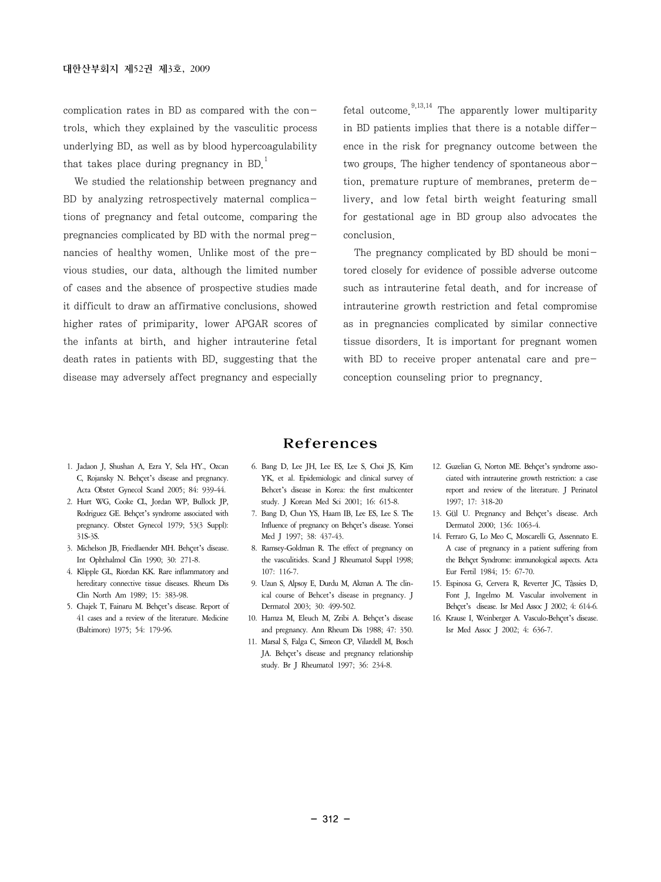complication rates in BD as compared with the controls, which they explained by the vasculitic process underlying BD, as well as by blood hypercoagulability that takes place during pregnancy in BD.[1]

We studied the relationship between pregnancy and BD by analyzing retrospectively maternal complications of pregnancy and fetal outcome, comparing the pregnancies complicated by BD with the normal pregnancies of healthy women. Unlike most of the previous studies, our data, although the limited number of cases and the absence of prospective studies made it difficult to draw an affirmative conclusions, showed higher rates of primiparity, lower APGAR scores of the infants at birth, and higher intrauterine fetal death rates in patients with BD, suggesting that the disease may adversely affect pregnancy and especially fetal outcome.[9,13,14] The apparently lower multiparity in BD patients implies that there is a notable difference in the risk for pregnancy outcome between the two groups. The higher tendency of spontaneous abortion, premature rupture of membranes, preterm delivery, and low fetal birth weight featuring small for gestational age in BD group also advocates the conclusion.

The pregnancy complicated by BD should be monitored closely for evidence of possible adverse outcome such as intrauterine fetal death, and for increase of intrauterine growth restriction and fetal compromise as in pregnancies complicated by similar connective tissue disorders. It is important for pregnant women with BD to receive proper antenatal care and preconception counseling prior to pregnancy.

## References

1. Jadaon J, Shushan A, Ezra Y, Sela HY., Ozcan C, Rojansky N. Behçet's disease and pregnancy. Acta Obstet Gynecol Scand 2005; 84: 939-44.
2. Hurt WG, Cooke CL, Jordan WP, Bullock JP, Rodriguez GE. Behçet's syndrome associated with pregnancy. Obstet Gynecol 1979; 53(3 Suppl): 31S-3S.
3. Michelson JB, Friedlaender MH. Behçet's disease. Int Ophthalmol Clin 1990; 30: 271-8.
4. Klipple GL, Riordan KK. Rare inflammatory and hereditary connective tissue diseases. Rheum Dis Clin North Am 1989; 15: 383-98.
5. Chajek T, Fainaru M. Behçet's disease. Report of 41 cases and a review of the literature. Medicine (Baltimore) 1975; 54: 179-96.
6. Bang D, Lee JH, Lee ES, Lee S, Choi JS, Kim YK, et al. Epidemiologic and clinical survey of Behcet's disease in Korea: the first multicenter study. J Korean Med Sci 2001; 16: 615-8.
7. Bang D, Chun YS, Haam IB, Lee ES, Lee S. The Influence of pregnancy on Behçet's disease. Yonsei Med J 1997; 38: 437-43.
8. Ramsey-Goldman R. The effect of pregnancy on the vasculitides. Scand J Rheumatol Suppl 1998; 107: 116-7.
9. Uzun S, Alpsoy E, Durdu M, Akman A. The clinical course of Behcet's disease in pregnancy. J Dermatol 2003; 30: 499-502.
10. Hamza M, Eleuch M, Zribi A. Behçet's disease and pregnancy. Ann Rheum Dis 1988; 47: 350.
11. Marsal S, Falga C, Simeon CP, Vilardell M, Bosch JA. Behçet's disease and pregnancy relationship study. Br J Rheumatol 1997; 36: 234-8.
12. Guzelian G, Norton ME. Behçet's syndrome associated with intrauterine growth restriction: a case report and review of the literature. J Perinatol 1997; 17: 318-20
13. Gül U. Pregnancy and Behçet's disease. Arch Dermatol 2000; 136: 1063-4.
14. Ferraro G, Lo Meo C, Moscarelli G, Assennato E. A case of pregnancy in a patient suffering from the Behçet Syndrome: immunological aspects. Acta Eur Fertil 1984; 15: 67-70.
15. Espinosa G, Cervera R, Reverter JC, Tàssies D, Font J, Ingelmo M. Vascular involvement in Behçet's disease. Isr Med Assoc J 2002; 4: 614-6.
16. Krause I, Weinberger A. Vasculo-Behçet's disease. Isr Med Assoc J 2002; 4: 636-7.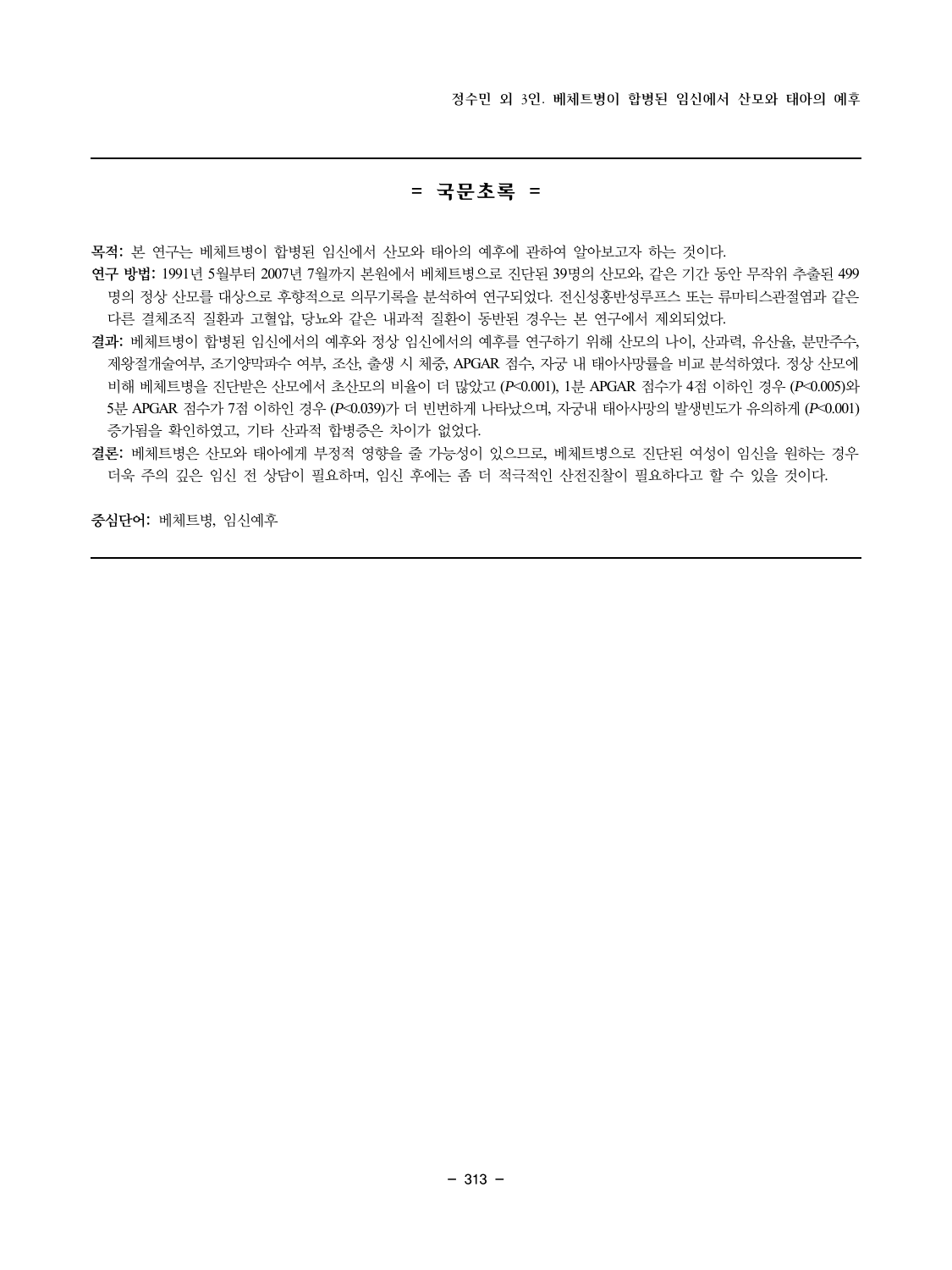## = 국문초록 =

**목적:** 본 연구는 베체트병이 합병된 임신에서 산모와 태아의 예후에 관하여 알아보고자 하는 것이다.

**연구 방법:** 1991년 5월부터 2007년 7월까지 본원에서 베체트병으로 진단된 39명의 산모와, 같은 기간 동안 무작위 추출된 499명의 정상 산모를 대상으로 후향적으로 의무기록을 분석하여 연구되었다. 전신성홍반성루프스 또는 류마티스관절염과 같은 다른 결체조직 질환과 고혈압, 당뇨와 같은 내과적 질환이 동반된 경우는 본 연구에서 제외되었다.

**결과:** 베체트병이 합병된 임신에서의 예후와 정상 임신에서의 예후를 연구하기 위해 산모의 나이, 산과력, 유산율, 분만주수, 제왕절개술여부, 조기양막파수 여부, 조산, 출생 시 체중, APGAR 점수, 자궁 내 태아사망률을 비교 분석하였다. 정상 산모에 비해 베체트병을 진단받은 산모에서 초산모의 비율이 더 많았고 ($P$<0.001), 1분 APGAR 점수가 4점 이하인 경우 ($P$<0.005)와 5분 APGAR 점수가 7점 이하인 경우 ($P$<0.039)가 더 빈번하게 나타났으며, 자궁내 태아사망의 발생빈도가 유의하게 ($P$<0.001) 증가됨을 확인하였고, 기타 산과적 합병증은 차이가 없었다.

**결론:** 베체트병은 산모와 태아에게 부정적 영향을 줄 가능성이 있으므로, 베체트병으로 진단된 여성이 임신을 원하는 경우 더욱 주의 깊은 임신 전 상담이 필요하며, 임신 후에는 좀 더 적극적인 산전진찰이 필요하다고 할 수 있을 것이다.

**중심단어:** 베체트병, 임신예후